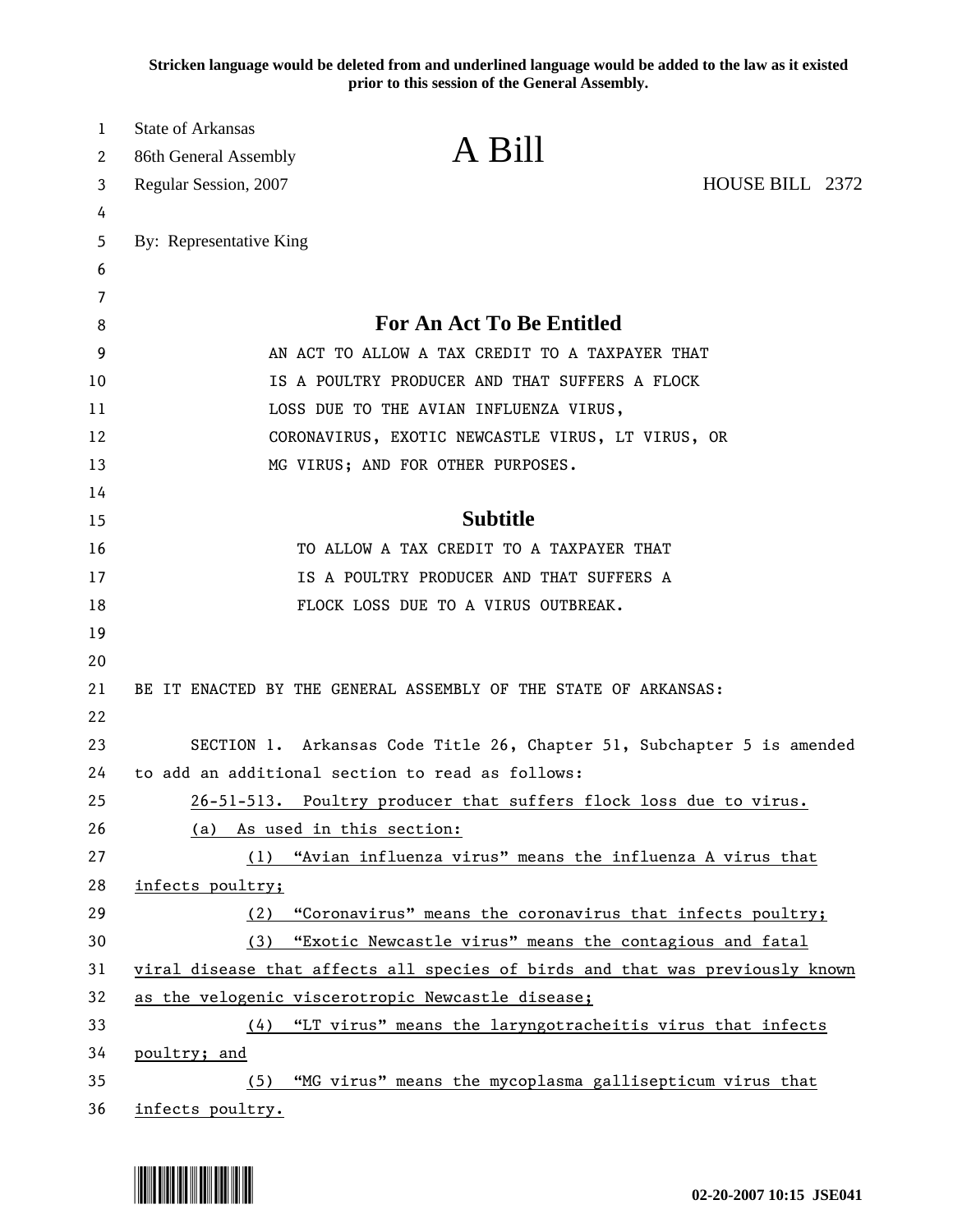**Stricken language would be deleted from and underlined language would be added to the law as it existed prior to this session of the General Assembly.**

State of Arkansas
86th General Assembly
Regular Session, 2007

# A Bill

HOUSE BILL 2372

By: Representative King

## For An Act To Be Entitled

AN ACT TO ALLOW A TAX CREDIT TO A TAXPAYER THAT IS A POULTRY PRODUCER AND THAT SUFFERS A FLOCK LOSS DUE TO THE AVIAN INFLUENZA VIRUS, CORONAVIRUS, EXOTIC NEWCASTLE VIRUS, LT VIRUS, OR MG VIRUS; AND FOR OTHER PURPOSES.

## Subtitle

TO ALLOW A TAX CREDIT TO A TAXPAYER THAT IS A POULTRY PRODUCER AND THAT SUFFERS A FLOCK LOSS DUE TO A VIRUS OUTBREAK.

BE IT ENACTED BY THE GENERAL ASSEMBLY OF THE STATE OF ARKANSAS:

SECTION 1. Arkansas Code Title 26, Chapter 51, Subchapter 5 is amended to add an additional section to read as follows:

<u>26-51-513. Poultry producer that suffers flock loss due to virus.</u>

<u>(a) As used in this section:</u>

<u>(1) "Avian influenza virus" means the influenza A virus that infects poultry;</u>

<u>(2) "Coronavirus" means the coronavirus that infects poultry;</u>

<u>(3) "Exotic Newcastle virus" means the contagious and fatal viral disease that affects all species of birds and that was previously known as the velogenic viscerotropic Newcastle disease;</u>

<u>(4) "LT virus" means the laryngotracheitis virus that infects poultry; and</u>

<u>(5) "MG virus" means the mycoplasma gallisepticum virus that infects poultry.</u>

02-20-2007 10:15 JSE041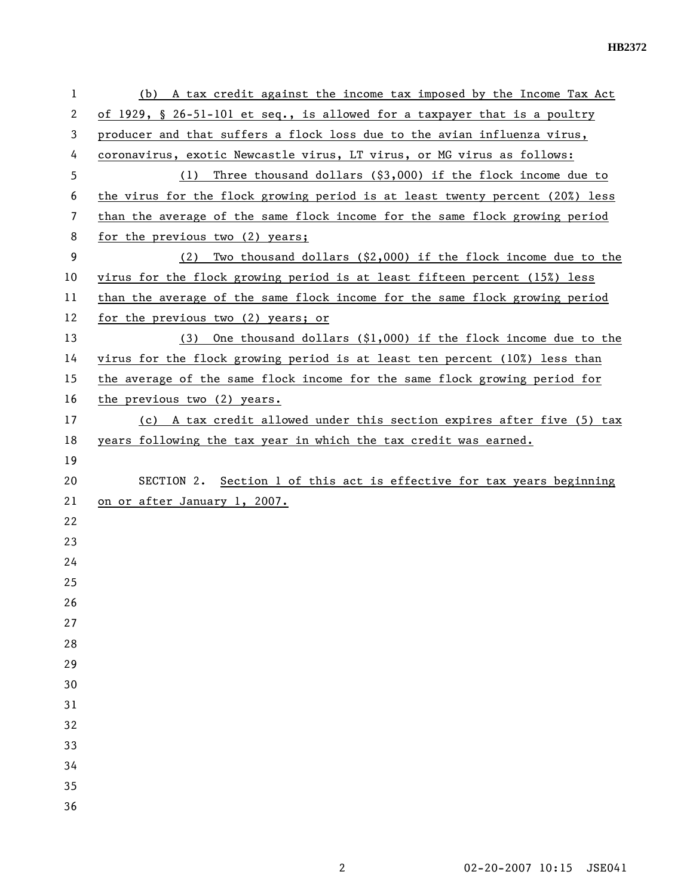(b) A tax credit against the income tax imposed by the Income Tax Act of 1929, § 26-51-101 et seq., is allowed for a taxpayer that is a poultry producer and that suffers a flock loss due to the avian influenza virus, coronavirus, exotic Newcastle virus, LT virus, or MG virus as follows:

(1) Three thousand dollars ($3,000) if the flock income due to the virus for the flock growing period is at least twenty percent (20%) less than the average of the same flock income for the same flock growing period for the previous two (2) years;

(2) Two thousand dollars ($2,000) if the flock income due to the virus for the flock growing period is at least fifteen percent (15%) less than the average of the same flock income for the same flock growing period for the previous two (2) years; or

(3) One thousand dollars ($1,000) if the flock income due to the virus for the flock growing period is at least ten percent (10%) less than the average of the same flock income for the same flock growing period for the previous two (2) years.

(c) A tax credit allowed under this section expires after five (5) tax years following the tax year in which the tax credit was earned.

SECTION 2. Section 1 of this act is effective for tax years beginning on or after January 1, 2007.